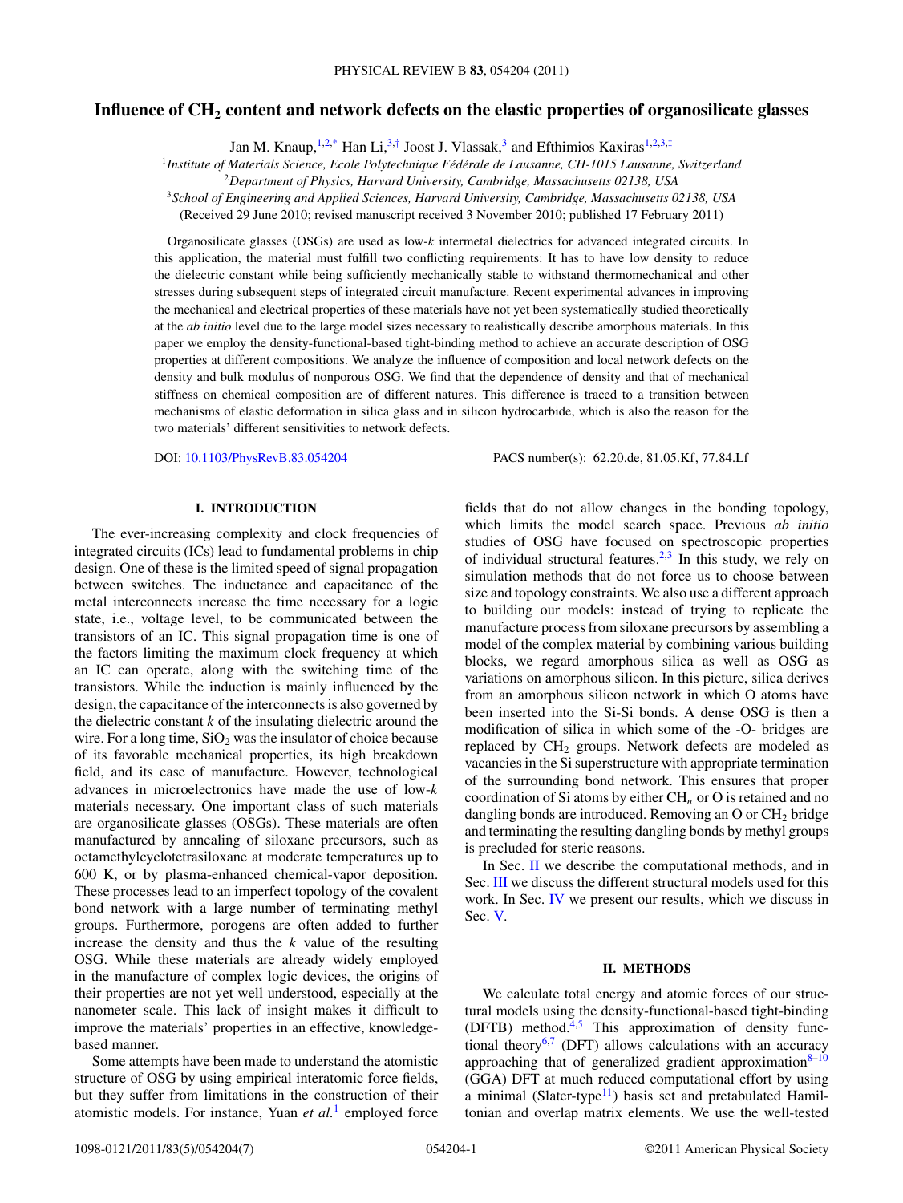# Influence of $CH_2$ content and network defects on the elastic properties of organosilicate glasses

Jan M. Knaup,[1,2,*] Han Li,[3,†] Joost J. Vlassak,[3] and Efthimios Kaxiras[1,2,3,‡]

[1]*Institute of Materials Science, Ecole Polytechnique Fédérale de Lausanne, CH-1015 Lausanne, Switzerland*
[2]*Department of Physics, Harvard University, Cambridge, Massachusetts 02138, USA*
[3]*School of Engineering and Applied Sciences, Harvard University, Cambridge, Massachusetts 02138, USA*

(Received 29 June 2010; revised manuscript received 3 November 2010; published 17 February 2011)

Organosilicate glasses (OSGs) are used as low-*k* intermetal dielectrics for advanced integrated circuits. In this application, the material must fulfill two conflicting requirements: It has to have low density to reduce the dielectric constant while being sufficiently mechanically stable to withstand thermomechanical and other stresses during subsequent steps of integrated circuit manufacture. Recent experimental advances in improving the mechanical and electrical properties of these materials have not yet been systematically studied theoretically at the *ab initio* level due to the large model sizes necessary to realistically describe amorphous materials. In this paper we employ the density-functional-based tight-binding method to achieve an accurate description of OSG properties at different compositions. We analyze the influence of composition and local network defects on the density and bulk modulus of nonporous OSG. We find that the dependence of density and that of mechanical stiffness on chemical composition are of different natures. This difference is traced to a transition between mechanisms of elastic deformation in silica glass and in silicon hydrocarbide, which is also the reason for the two materials' different sensitivities to network defects.

DOI: 10.1103/PhysRevB.83.054204 PACS number(s): 62.20.de, 81.05.Kf, 77.84.Lf

## I. INTRODUCTION

The ever-increasing complexity and clock frequencies of integrated circuits (ICs) lead to fundamental problems in chip design. One of these is the limited speed of signal propagation between switches. The inductance and capacitance of the metal interconnects increase the time necessary for a logic state, i.e., voltage level, to be communicated between the transistors of an IC. This signal propagation time is one of the factors limiting the maximum clock frequency at which an IC can operate, along with the switching time of the transistors. While the induction is mainly influenced by the design, the capacitance of the interconnects is also governed by the dielectric constant *k* of the insulating dielectric around the wire. For a long time, $SiO_2$ was the insulator of choice because of its favorable mechanical properties, its high breakdown field, and its ease of manufacture. However, technological advances in microelectronics have made the use of low-*k* materials necessary. One important class of such materials are organosilicate glasses (OSGs). These materials are often manufactured by annealing of siloxane precursors, such as octamethylcyclotetrasiloxane at moderate temperatures up to 600 K, or by plasma-enhanced chemical-vapor deposition. These processes lead to an imperfect topology of the covalent bond network with a large number of terminating methyl groups. Furthermore, porogens are often added to further increase the density and thus the *k* value of the resulting OSG. While these materials are already widely employed in the manufacture of complex logic devices, the origins of their properties are not yet well understood, especially at the nanometer scale. This lack of insight makes it difficult to improve the materials' properties in an effective, knowledge-based manner.

Some attempts have been made to understand the atomistic structure of OSG by using empirical interatomic force fields, but they suffer from limitations in the construction of their atomistic models. For instance, Yuan *et al.*[1] employed force fields that do not allow changes in the bonding topology, which limits the model search space. Previous *ab initio* studies of OSG have focused on spectroscopic properties of individual structural features.[2,3] In this study, we rely on simulation methods that do not force us to choose between size and topology constraints. We also use a different approach to building our models: instead of trying to replicate the manufacture process from siloxane precursors by assembling a model of the complex material by combining various building blocks, we regard amorphous silica as well as OSG as variations on amorphous silicon. In this picture, silica derives from an amorphous silicon network in which O atoms have been inserted into the Si-Si bonds. A dense OSG is then a modification of silica in which some of the -O- bridges are replaced by $CH_2$ groups. Network defects are modeled as vacancies in the Si superstructure with appropriate termination of the surrounding bond network. This ensures that proper coordination of Si atoms by either $CH_n$ or O is retained and no dangling bonds are introduced. Removing an O or $CH_2$ bridge and terminating the resulting dangling bonds by methyl groups is precluded for steric reasons.

In Sec. II we describe the computational methods, and in Sec. III we discuss the different structural models used for this work. In Sec. IV we present our results, which we discuss in Sec. V.

## II. METHODS

We calculate total energy and atomic forces of our structural models using the density-functional-based tight-binding (DFTB) method.[4,5] This approximation of density functional theory[6,7] (DFT) allows calculations with an accuracy approaching that of generalized gradient approximation[8–10] (GGA) DFT at much reduced computational effort by using a minimal (Slater-type[11]) basis set and pretabulated Hamiltonian and overlap matrix elements. We use the well-tested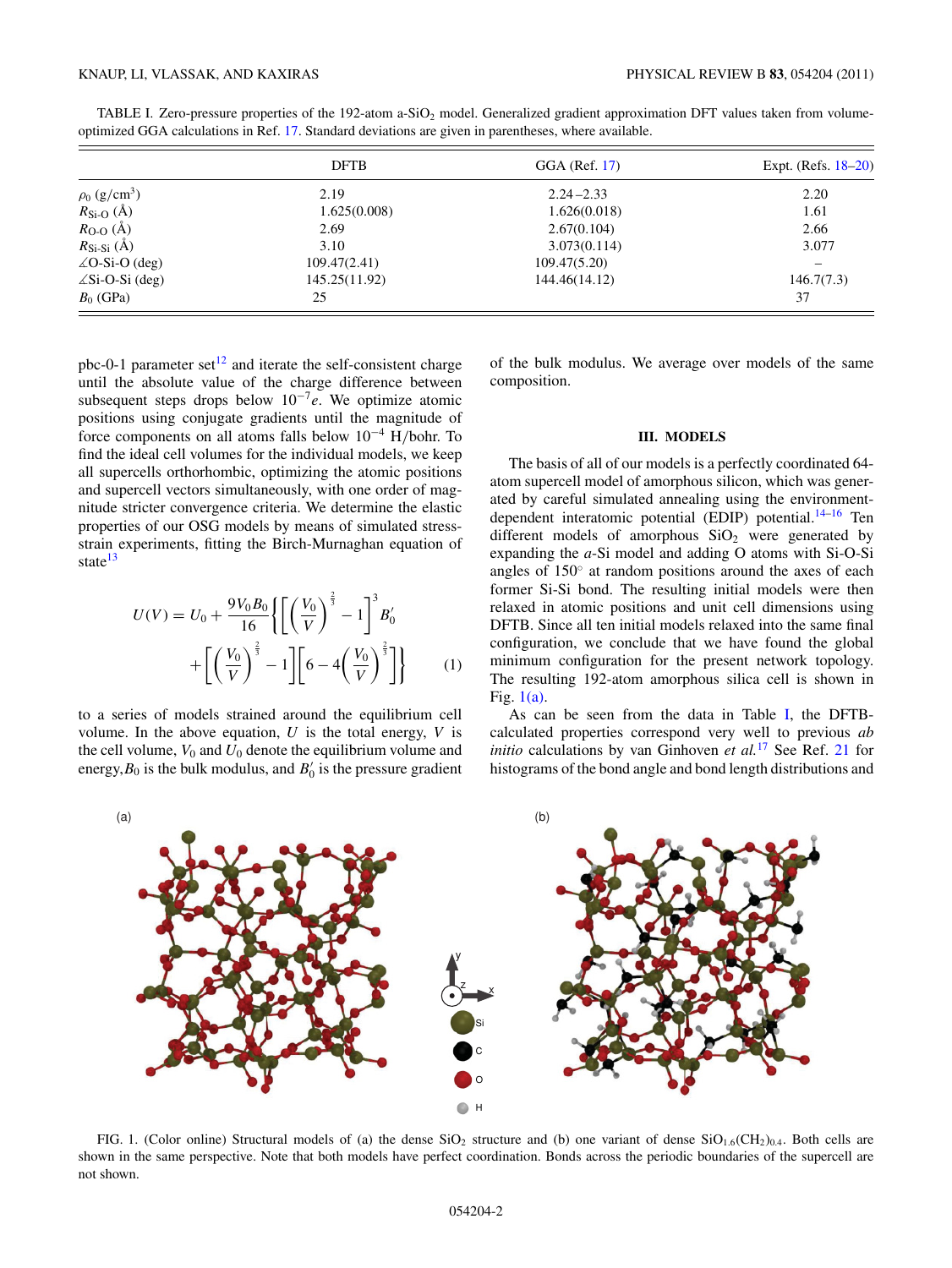TABLE I. Zero-pressure properties of the 192-atom a-$SiO_2$ model. Generalized gradient approximation DFT values taken from volume-optimized GGA calculations in Ref. 17. Standard deviations are given in parentheses, where available.

| | DFTB | GGA (Ref. 17) | Expt. (Refs. 18–20) |
|---|---|---|---|
| $\rho_0$ (g/cm$^3$) | 2.19 | 2.24 – 2.33 | 2.20 |
| $R_{\text{Si-O}}$ (Å) | 1.625(0.008) | 1.626(0.018) | 1.61 |
| $R_{\text{O-O}}$ (Å) | 2.69 | 2.67(0.104) | 2.66 |
| $R_{\text{Si-Si}}$ (Å) | 3.10 | 3.073(0.114) | 3.077 |
| $\angle$O-Si-O (deg) | 109.47(2.41) | 109.47(5.20) | – |
| $\angle$Si-O-Si (deg) | 145.25(11.92) | 144.46(14.12) | 146.7(7.3) |
| $B_0$ (GPa) | 25 | | 37 |

pbc-0-1 parameter set[12] and iterate the self-consistent charge until the absolute value of the charge difference between subsequent steps drops below $10^{-7}e$. We optimize atomic positions using conjugate gradients until the magnitude of force components on all atoms falls below $10^{-4}$ H/bohr. To find the ideal cell volumes for the individual models, we keep all supercells orthorhombic, optimizing the atomic positions and supercell vectors simultaneously, with one order of magnitude stricter convergence criteria. We determine the elastic properties of our OSG models by means of simulated stress-strain experiments, fitting the Birch-Murnaghan equation of state[13]

$$U(V) = U_0 + \frac{9V_0B_0}{16}\left\{\left[\left(\frac{V_0}{V}\right)^{\frac{2}{3}} - 1\right]^3 B_0' + \left[\left(\frac{V_0}{V}\right)^{\frac{2}{3}} - 1\right]\left[6 - 4\left(\frac{V_0}{V}\right)^{\frac{2}{3}}\right]\right\} \tag{1}$$

to a series of models strained around the equilibrium cell volume. In the above equation, $U$ is the total energy, $V$ is the cell volume, $V_0$ and $U_0$ denote the equilibrium volume and energy, $B_0$ is the bulk modulus, and $B_0'$ is the pressure gradient of the bulk modulus. We average over models of the same composition.

## III. MODELS

The basis of all of our models is a perfectly coordinated 64-atom supercell model of amorphous silicon, which was generated by careful simulated annealing using the environment-dependent interatomic potential (EDIP) potential.[14–16] Ten different models of amorphous $SiO_2$ were generated by expanding the *a*-Si model and adding O atoms with Si-O-Si angles of 150° at random positions around the axes of each former Si-Si bond. The resulting initial models were then relaxed in atomic positions and unit cell dimensions using DFTB. Since all ten initial models relaxed into the same final configuration, we conclude that we have found the global minimum configuration for the present network topology. The resulting 192-atom amorphous silica cell is shown in Fig. 1(a).

As can be seen from the data in Table I, the DFTB-calculated properties correspond very well to previous *ab initio* calculations by van Ginhoven *et al.*[17] See Ref. 21 for histograms of the bond angle and bond length distributions and

FIG. 1. (Color online) Structural models of (a) the dense $SiO_2$ structure and (b) one variant of dense $SiO_{1.6}(CH_2)_{0.4}$. Both cells are shown in the same perspective. Note that both models have perfect coordination. Bonds across the periodic boundaries of the supercell are not shown.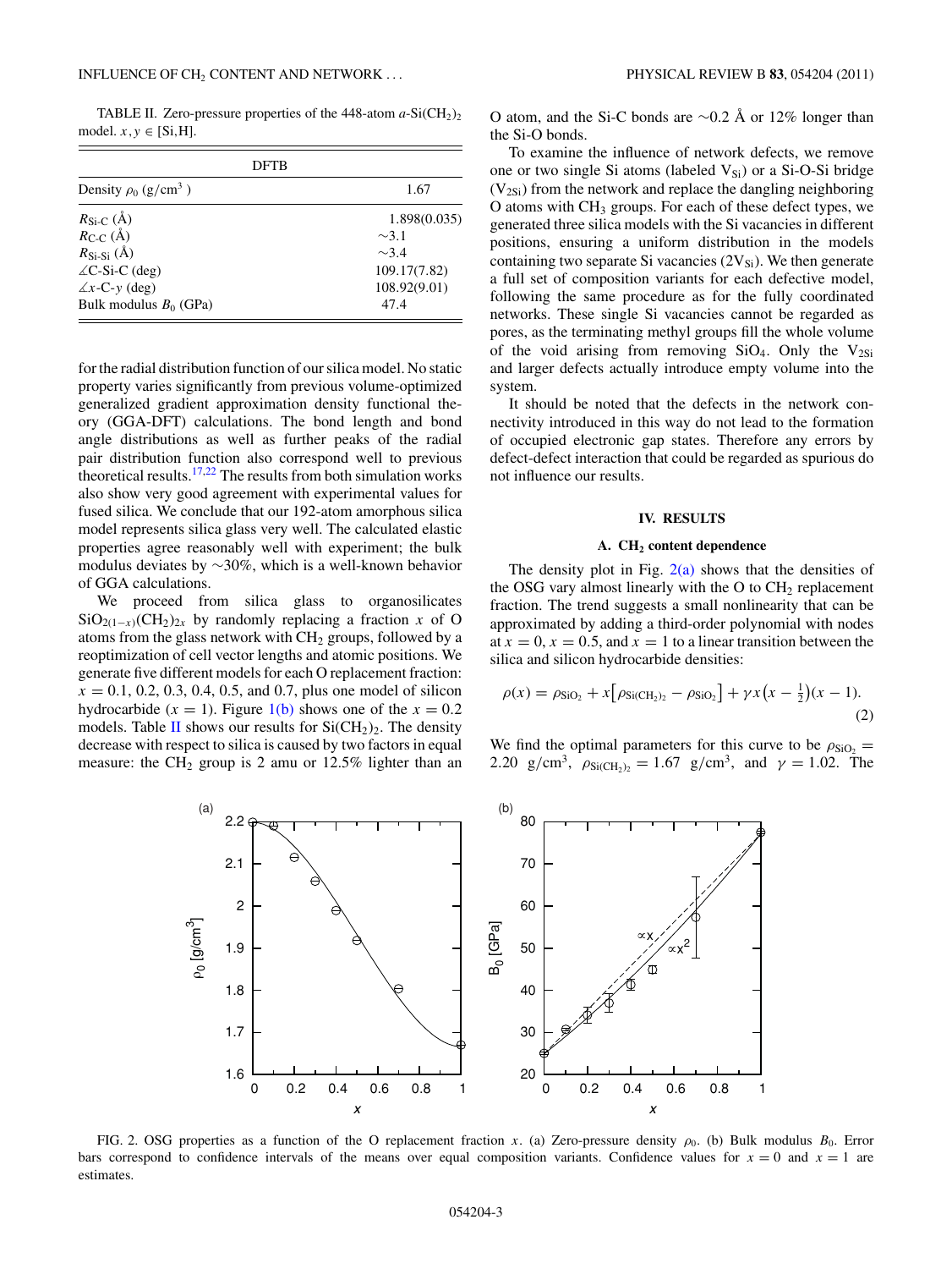TABLE II. Zero-pressure properties of the 448-atom $a$-Si(CH$_2$)$_2$ model. $x, y \in$ [Si,H].

| | DFTB |
|---|---|
| Density $\rho_0$ (g/cm$^3$ ) | 1.67 |
| $R_{\text{Si-C}}$ (Å) | 1.898(0.035) |
| $R_{\text{C-C}}$ (Å) | ∼3.1 |
| $R_{\text{Si-Si}}$ (Å) | ∼3.4 |
| ∠C-Si-C (deg) | 109.17(7.82) |
| ∠$x$-C-$y$ (deg) | 108.92(9.01) |
| Bulk modulus $B_0$ (GPa) | 47.4 |

for the radial distribution function of our silica model. No static property varies significantly from previous volume-optimized generalized gradient approximation density functional theory (GGA-DFT) calculations. The bond length and bond angle distributions as well as further peaks of the radial pair distribution function also correspond well to previous theoretical results.[17,22] The results from both simulation works also show very good agreement with experimental values for fused silica. We conclude that our 192-atom amorphous silica model represents silica glass very well. The calculated elastic properties agree reasonably well with experiment; the bulk modulus deviates by ∼30%, which is a well-known behavior of GGA calculations.

We proceed from silica glass to organosilicates $SiO_{2(1-x)}(CH_2)_{2x}$ by randomly replacing $x$ of O atoms from the glass network with $CH_2$ groups, followed by a reoptimization of cell vector lengths and atomic positions. We generate five different models for each O replacement fraction: $x$ = 0.1, 0.2, 0.3, 0.4, 0.5, and 0.7, plus one model of silicon hydrocarbide ($x$ = 1). Figure 1(b) shows one of the $x$ = 0.2 models. Table II shows our results for $Si(CH_2)_2$. The density decrease with respect to silica is caused by two factors in equal measure: the $CH_2$ group is 2 amu or 12.5% lighter than an O atom, and the Si-C bonds are ∼0.2 Å or 12% longer than the Si-O bonds.

To examine the influence of network defects, we remove one or two single Si atoms (labeled $V_{Si}$) or a Si-O-Si bridge ($V_{2Si}$) from the network and replace the dangling neighboring O atoms with $CH_3$ groups. For each of these defect types, we generated three silica models with the Si vacancies in different positions, ensuring a uniform distribution in the models containing two separate Si vacancies ($2V_{Si}$). We then generate a full set of composition variants for each defective model, following the same procedure as for the fully coordinated networks. These single Si vacancies cannot be regarded as pores, as the terminating methyl groups fill the whole volume of the void arising from removing $SiO_4$. Only the $V_{2Si}$ and larger defects actually introduce empty volume into the system.

It should be noted that the defects in the network connectivity introduced in this way do not lead to the formation of occupied electronic gap states. Therefore any errors by defect-defect interaction that could be regarded as spurious do not influence our results.

## IV. RESULTS

### A. $CH_2$ content dependence

The density plot in Fig. 2(a) shows that the densities of the OSG vary almost linearly with the O to $CH_2$ replacement fraction. The trend suggests a small nonlinearity that can be approximated by adding a third-order polynomial with nodes at $x = 0$, $x = 0.5$, and $x = 1$ to a linear transition between the silica and silicon hydrocarbide densities:

$$\rho(x) = \rho_{SiO_2} + x\left[\rho_{Si(CH_2)_2} - \rho_{SiO_2}\right] + \gamma x\left(x - \tfrac{1}{2}\right)(x - 1). \tag{2}$$

We find the optimal parameters for this curve to be $\rho_{SiO_2}$ = 2.20 g/cm$^3$, $\rho_{Si(CH_2)_2}$ = 1.67 g/cm$^3$, and $\gamma$ = 1.02. The

FIG. 2. OSG properties as a function of the O replacement fraction $x$. (a) Zero-pressure density $\rho_0$. (b) Bulk modulus $B_0$. Error bars correspond to confidence intervals of the means over equal composition variants. Confidence values for $x$ = 0 and $x$ = 1 are estimates.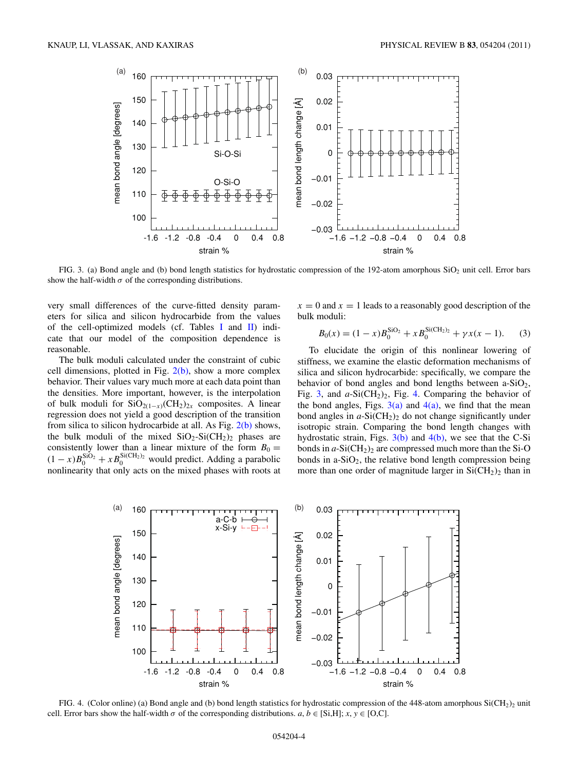FIG. 3. (a) Bond angle and (b) bond length statistics for hydrostatic compression of the 192-atom amorphous $SiO_2$ unit cell. Error bars show the half-width $\sigma$ of the corresponding distributions.

very small differences of the curve-fitted density parameters for silica and silicon hydrocarbide from the values of the cell-optimized models (cf. Tables I and II) indicate that our model of the composition dependence is reasonable.

The bulk moduli calculated under the constraint of cubic cell dimensions, plotted in Fig. 2(b), show a more complex behavior. Their values vary much more at each data point than the densities. More important, however, is the interpolation of bulk moduli for $SiO_{2(1-x)}(CH_2)_{2x}$ composites. A linear regression does not yield a good description of the transition from silica to silicon hydrocarbide at all. As Fig. 2(b) shows, the bulk moduli of the mixed $SiO_2$-$Si(CH_2)_2$ phases are consistently lower than a linear mixture of the form $B_0 = (1-x)B_0^{SiO_2} + xB_0^{Si(CH_2)_2}$ would predict. Adding a parabolic nonlinearity that only acts on the mixed phases with roots at $x = 0$ and $x = 1$ leads to a reasonably good description of the bulk moduli:

$$B_0(x) = (1-x)B_0^{SiO_2} + xB_0^{Si(CH_2)_2} + \gamma x(x-1). \quad (3)$$

To elucidate the origin of this nonlinear lowering of stiffness, we examine the elastic deformation mechanisms of silica and silicon hydrocarbide: specifically, we compare the behavior of bond angles and bond lengths between a-$SiO_2$, Fig. 3, and *a*-$Si(CH_2)_2$, Fig. 4. Comparing the behavior of the bond angles, Figs. 3(a) and 4(a), we find that the mean bond angles in *a*-$Si(CH_2)_2$ do not change significantly under isotropic strain. Comparing the bond length changes with hydrostatic strain, Figs. 3(b) and 4(b), we see that the C-Si bonds in *a*-$Si(CH_2)_2$ are compressed much more than the Si-O bonds in a-$SiO_2$, the relative bond length compression being more than one order of magnitude larger in $Si(CH_2)_2$ than in

FIG. 4. (Color online) (a) Bond angle and (b) bond length statistics for hydrostatic compression of the 448-atom amorphous $Si(CH_2)_2$ unit cell. Error bars show the half-width $\sigma$ of the corresponding distributions. $a, b \in$ [Si,H]; $x, y \in$ [O,C].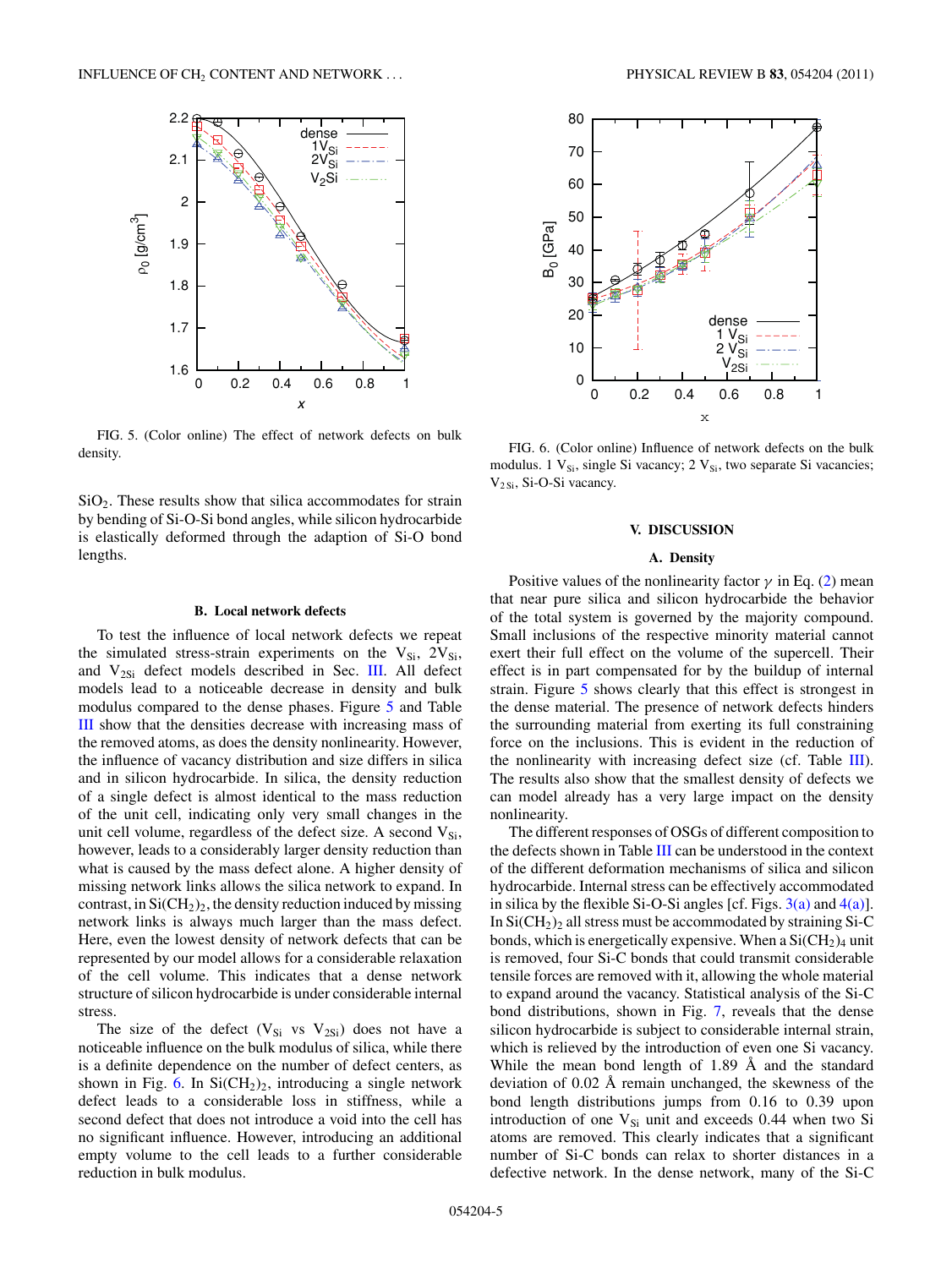FIG. 5. (Color online) The effect of network defects on bulk density.

$SiO_2$. These results show that silica accommodates for strain by bending of Si-O-Si bond angles, while silicon hydrocarbide is elastically deformed through the adaption of Si-O bond lengths.

### B. Local network defects

To test the influence of local network defects we repeat the simulated stress-strain experiments on the $V_{Si}$, $2V_{Si}$, and $V_{2Si}$ defect models described in Sec. III. All defect models lead to a noticeable decrease in density and bulk modulus compared to the dense phases. Figure 5 and Table III show that the densities decrease with increasing mass of the removed atoms, as does the density nonlinearity. However, the influence of vacancy distribution and size differs in silica and in silicon hydrocarbide. In silica, the density reduction of a single defect is almost identical to the mass reduction of the unit cell, indicating only very small changes in the unit cell volume, regardless of the defect size. A second $V_{Si}$, however, leads to a considerably larger density reduction than what is caused by the mass defect alone. A higher density of missing network links allows the silica network to expand. In contrast, in $Si(CH_2)_2$, the density reduction induced by missing network links is always much larger than the mass defect. Here, even the lowest density of network defects that can be represented by our model allows for a considerable relaxation of the cell volume. This indicates that a dense network structure of silicon hydrocarbide is under considerable internal stress.

The size of the defect ($V_{Si}$ vs $V_{2Si}$) does not have a noticeable influence on the bulk modulus of silica, while there is a definite dependence on the number of defect centers, as shown in Fig. 6. In $Si(CH_2)_2$, introducing a single network defect leads to a considerable loss in stiffness, while a second defect that does not introduce a void into the cell has no significant influence. However, introducing an additional empty volume to the cell leads to a further considerable reduction in bulk modulus.

FIG. 6. (Color online) Influence of network defects on the bulk modulus. 1 $V_{Si}$, single Si vacancy; 2 $V_{Si}$, two separate Si vacancies; $V_{2Si}$, Si-O-Si vacancy.

## V. DISCUSSION

### A. Density

Positive values of the nonlinearity factor $\gamma$ in Eq. (2) mean that near pure silica and silicon hydrocarbide the behavior of the total system is governed by the majority compound. Small inclusions of the respective minority material cannot exert their full effect on the volume of the supercell. Their effect is in part compensated for by the buildup of internal strain. Figure 5 shows clearly that this effect is strongest in the dense material. The presence of network defects hinders the surrounding material from exerting its full constraining force on the inclusions. This is evident in the reduction of the nonlinearity with increasing defect size (cf. Table III). The results also show that the smallest density of defects we can model already has a very large impact on the density nonlinearity.

The different responses of OSGs of different composition to the defects shown in Table III can be understood in the context of the different deformation mechanisms of silica and silicon hydrocarbide. Internal stress can be effectively accommodated in silica by the flexible Si-O-Si angles [cf. Figs. 3(a) and 4(a)]. In $Si(CH_2)_2$ all stress must be accommodated by straining Si-C bonds, which is energetically expensive. When a $Si(CH_2)_4$ unit is removed, four Si-C bonds that could transmit considerable tensile forces are removed with it, allowing the whole material to expand around the vacancy. Statistical analysis of the Si-C bond distributions, shown in Fig. 7, reveals that the dense silicon hydrocarbide is subject to considerable internal strain, which is relieved by the introduction of even one Si vacancy. While the mean bond length of 1.89 Å and the standard deviation of 0.02 Å remain unchanged, the skewness of the bond length distributions jumps from 0.16 to 0.39 upon introduction of one $V_{Si}$ unit and exceeds 0.44 when two Si atoms are removed. This clearly indicates that a significant number of Si-C bonds can relax to shorter distances in a defective network. In the dense network, many of the Si-C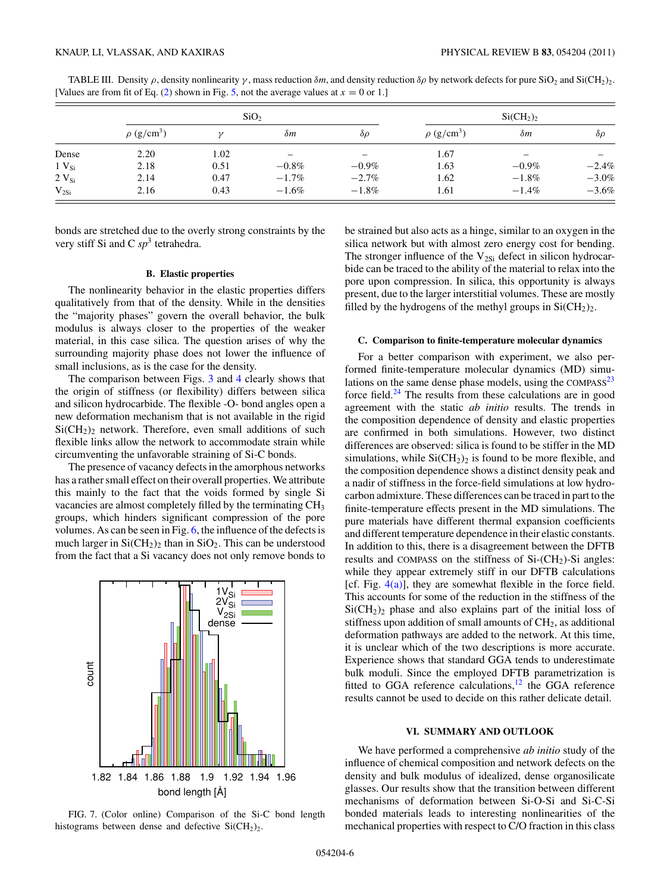TABLE III. Density $\rho$, density nonlinearity $\gamma$, mass reduction $\delta m$, and density reduction $\delta\rho$ by network defects for pure $SiO_2$ and $Si(CH_2)_2$. [Values are from fit of Eq. (2) shown in Fig. 5, not the average values at $x = 0$ or 1.]

| | $SiO_2$ | | | | $Si(CH_2)_2$ | | |
|---|---|---|---|---|---|---|---|
| | $\rho$ (g/cm$^3$) | $\gamma$ | $\delta m$ | $\delta\rho$ | $\rho$ (g/cm$^3$) | $\delta m$ | $\delta\rho$ |
| Dense | 2.20 | 1.02 | – | – | 1.67 | – | – |
| 1 $V_{Si}$ | 2.18 | 0.51 | −0.8% | −0.9% | 1.63 | −0.9% | −2.4% |
| 2 $V_{Si}$ | 2.14 | 0.47 | −1.7% | −2.7% | 1.62 | −1.8% | −3.0% |
| $V_{2Si}$ | 2.16 | 0.43 | −1.6% | −1.8% | 1.61 | −1.4% | −3.6% |

bonds are stretched due to the overly strong constraints by the very stiff Si and C $sp^3$ tetrahedra.

### B. Elastic properties

The nonlinearity behavior in the elastic properties differs qualitatively from that of the density. While in the densities the "majority phases" govern the overall behavior, the bulk modulus is always closer to the properties of the weaker material, in this case silica. The question arises of why the surrounding majority phase does not lower the influence of small inclusions, as is the case for the density.

The comparison between Figs. 3 and 4 clearly shows that the origin of stiffness (or flexibility) differs between silica and silicon hydrocarbide. The flexible -O- bond angles open a new deformation mechanism that is not available in the rigid $Si(CH_2)_2$ network. Therefore, even small additions of such flexible links allow the network to accommodate strain while circumventing the unfavorable straining of Si-C bonds.

The presence of vacancy defects in the amorphous networks has a rather small effect on their overall properties. We attribute this mainly to the fact that the voids formed by single Si vacancies are almost completely filled by the terminating $CH_3$ groups, which hinders significant compression of the pore volumes. As can be seen in Fig. 6, the influence of the defects is much larger in $Si(CH_2)_2$ than in $SiO_2$. This can be understood from the fact that a Si vacancy does not only remove bonds to be strained but also acts as a hinge, similar to an oxygen in the silica network but with almost zero energy cost for bending. The stronger influence of the $V_{2Si}$ defect in silicon hydrocarbide can be traced to the ability of the material to relax into the pore upon compression. In silica, this opportunity is always present, due to the larger interstitial volumes. These are mostly filled by the hydrogens of the methyl groups in $Si(CH_2)_2$.

FIG. 7. (Color online) Comparison of the Si-C bond length histograms between dense and defective $Si(CH_2)_2$.

### C. Comparison to finite-temperature molecular dynamics

For a better comparison with experiment, we also performed finite-temperature molecular dynamics (MD) simulations on the same dense phase models, using the COMPASS[23] force field.[24] The results from these calculations are in good agreement with the static *ab initio* results. The trends in the composition dependence of density and elastic properties are confirmed in both simulations. However, two distinct differences are observed: silica is found to be stiffer in the MD simulations, while $Si(CH_2)_2$ is found to be more flexible, and the composition dependence shows a distinct density peak and a nadir of stiffness in the force-field simulations at low hydrocarbon admixture. These differences can be traced in part to the finite-temperature effects present in the MD simulations. The pure materials have different thermal expansion coefficients and different temperature dependence in their elastic constants. In addition to this, there is a disagreement between the DFTB results and COMPASS on the stiffness of Si-($CH_2$)-Si angles: while they appear extremely stiff in our DFTB calculations [cf. Fig. 4(a)], they are somewhat flexible in the force field. This accounts for some of the reduction in the stiffness of the $Si(CH_2)_2$ phase and also explains part of the initial loss of stiffness upon addition of small amounts of $CH_2$, as additional deformation pathways are added to the network. At this time, it is unclear which of the two descriptions is more accurate. Experience shows that standard GGA tends to underestimate bulk moduli. Since the employed DFTB parametrization is fitted to GGA reference calculations,[12] the GGA reference results cannot be used to decide on this rather delicate detail.

## VI. SUMMARY AND OUTLOOK

We have performed a comprehensive *ab initio* study of the influence of chemical composition and network defects on the density and bulk modulus of idealized, dense organosilicate glasses. Our results show that the transition between different mechanisms of deformation between Si-O-Si and Si-C-Si bonded materials leads to interesting nonlinearities of the mechanical properties with respect to C/O fraction in this class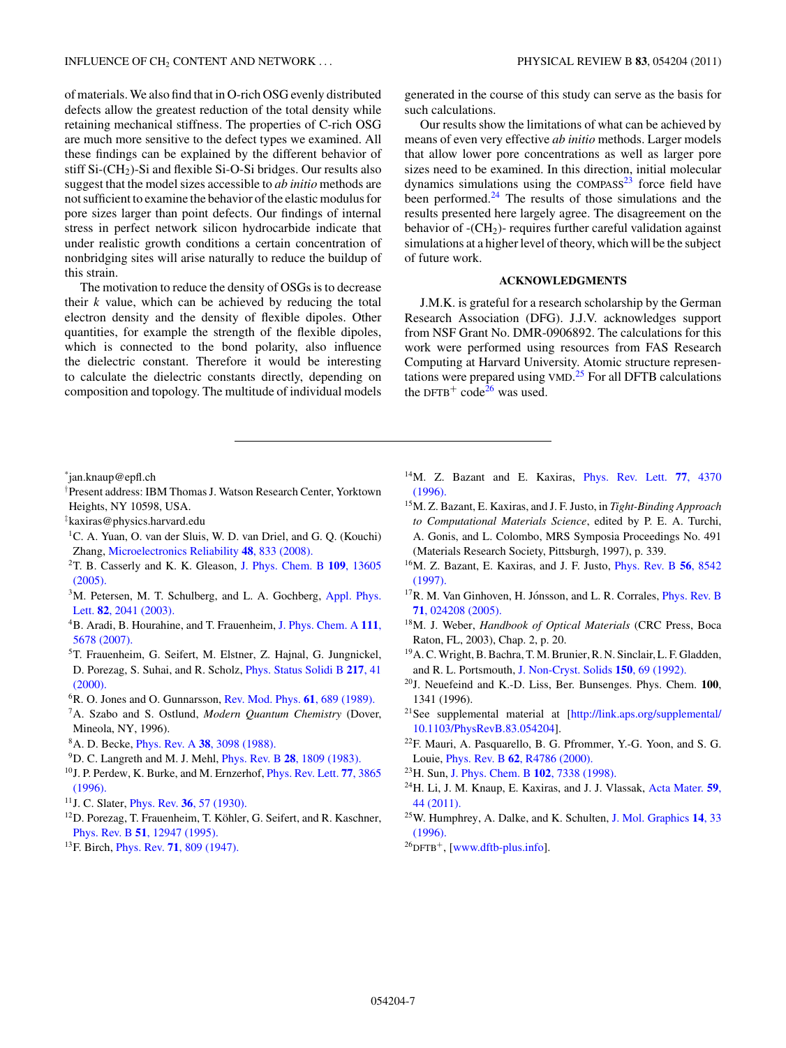of materials. We also find that in O-rich OSG evenly distributed defects allow the greatest reduction of the total density while retaining mechanical stiffness. The properties of C-rich OSG are much more sensitive to the defect types we examined. All these findings can be explained by the different behavior of stiff Si-($CH_2$)-Si and flexible Si-O-Si bridges. Our results also suggest that the model sizes accessible to *ab initio* methods are not sufficient to examine the behavior of the elastic modulus for pore sizes larger than point defects. Our findings of internal stress in perfect network silicon hydrocarbide indicate that under realistic growth conditions a certain concentration of nonbridging sites will arise naturally to reduce the buildup of this strain.

The motivation to reduce the density of OSGs is to decrease their $k$ value, which can be achieved by reducing the total electron density and the density of flexible dipoles. Other quantities, for example the strength of the flexible dipoles, which is connected to the bond polarity, also influence the dielectric constant. Therefore it would be interesting to calculate the dielectric constants directly, depending on composition and topology. The multitude of individual models generated in the course of this study can serve as the basis for such calculations.

Our results show the limitations of what can be achieved by means of even very effective *ab initio* methods. Larger models that allow lower pore concentrations as well as larger pore sizes need to be examined. In this direction, initial molecular dynamics simulations using the COMPASS[23] force field have been performed.[24] The results of those simulations and the results presented here largely agree. The disagreement on the behavior of -($CH_2$)- requires further careful validation against simulations at a higher level of theory, which will be the subject of future work.

## ACKNOWLEDGMENTS

J.M.K. is grateful for a research scholarship by the German Research Association (DFG). J.J.V. acknowledges support from NSF Grant No. DMR-0906892. The calculations for this work were performed using resources from FAS Research Computing at Harvard University. Atomic structure representations were prepared using VMD.[25] For all DFTB calculations the DFTB+ code[26] was used.

---

[*] jan.knaup@epfl.ch

[†] Present address: IBM Thomas J. Watson Research Center, Yorktown Heights, NY 10598, USA.

[‡] kaxiras@physics.harvard.edu

[1] C. A. Yuan, O. van der Sluis, W. D. van Driel, and G. Q. (Kouchi) Zhang, Microelectronics Reliability **48**, 833 (2008).

[2] T. B. Casserly and K. K. Gleason, J. Phys. Chem. B **109**, 13605 (2005).

[3] M. Petersen, M. T. Schulberg, and L. A. Gochberg, Appl. Phys. Lett. **82**, 2041 (2003).

[4] B. Aradi, B. Hourahine, and T. Frauenheim, J. Phys. Chem. A **111**, 5678 (2007).

[5] T. Frauenheim, G. Seifert, M. Elstner, Z. Hajnal, G. Jungnickel, D. Porezag, S. Suhai, and R. Scholz, Phys. Status Solidi B **217**, 41 (2000).

[6] R. O. Jones and O. Gunnarsson, Rev. Mod. Phys. **61**, 689 (1989).

[7] A. Szabo and S. Ostlund, *Modern Quantum Chemistry* (Dover, Mineola, NY, 1996).

[8] A. D. Becke, Phys. Rev. A **38**, 3098 (1988).

[9] D. C. Langreth and M. J. Mehl, Phys. Rev. B **28**, 1809 (1983).

[10] J. P. Perdew, K. Burke, and M. Ernzerhof, Phys. Rev. Lett. **77**, 3865 (1996).

[11] J. C. Slater, Phys. Rev. **36**, 57 (1930).

[12] D. Porezag, T. Frauenheim, T. Köhler, G. Seifert, and R. Kaschner, Phys. Rev. B **51**, 12947 (1995).

[13] F. Birch, Phys. Rev. **71**, 809 (1947).

[14] M. Z. Bazant and E. Kaxiras, Phys. Rev. Lett. **77**, 4370 (1996).

[15] M. Z. Bazant, E. Kaxiras, and J. F. Justo, in *Tight-Binding Approach to Computational Materials Science*, edited by P. E. A. Turchi, A. Gonis, and L. Colombo, MRS Symposia Proceedings No. 491 (Materials Research Society, Pittsburgh, 1997), p. 339.

[16] M. Z. Bazant, E. Kaxiras, and J. F. Justo, Phys. Rev. B **56**, 8542 (1997).

[17] R. M. Van Ginhoven, H. Jónsson, and L. R. Corrales, Phys. Rev. B **71**, 024208 (2005).

[18] M. J. Weber, *Handbook of Optical Materials* (CRC Press, Boca Raton, FL, 2003), Chap. 2, p. 20.

[19] A. C. Wright, B. Bachra, T. M. Brunier, R. N. Sinclair, L. F. Gladden, and R. L. Portsmouth, J. Non-Cryst. Solids **150**, 69 (1992).

[20] J. Neuefeind and K.-D. Liss, Ber. Bunsenges. Phys. Chem. **100**, 1341 (1996).

[21] See supplemental material at [http://link.aps.org/supplemental/10.1103/PhysRevB.83.054204].

[22] F. Mauri, A. Pasquarello, B. G. Pfrommer, Y.-G. Yoon, and S. G. Louie, Phys. Rev. B **62**, R4786 (2000).

[23] H. Sun, J. Phys. Chem. B **102**, 7338 (1998).

[24] H. Li, J. M. Knaup, E. Kaxiras, and J. J. Vlassak, Acta Mater. **59**, 44 (2011).

[25] W. Humphrey, A. Dalke, and K. Schulten, J. Mol. Graphics **14**, 33 (1996).

[26] DFTB+, [www.dftb-plus.info].